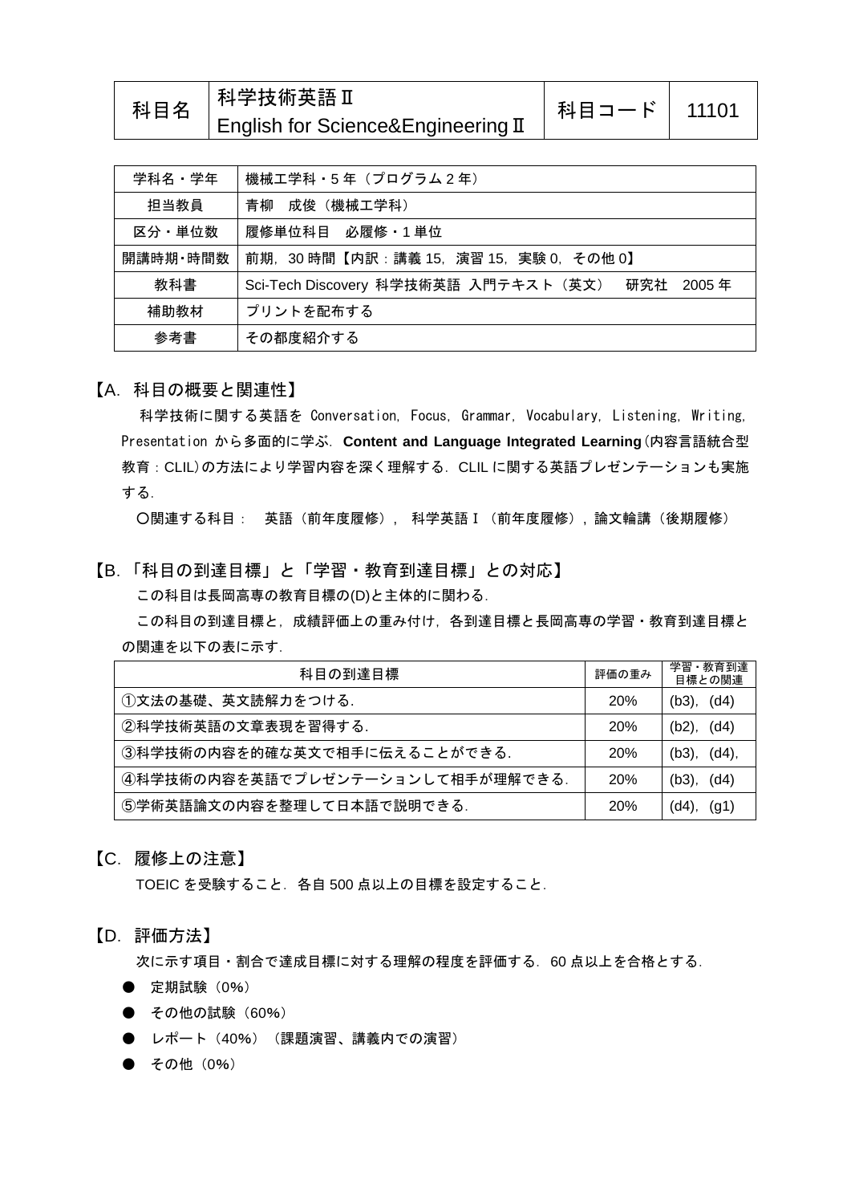| 科目名 | 科学技術英語Ⅱ<br>English for Science&EngineeringⅡ | 科目コード | 11101 |
|---|---|---|---|

| 学科名・学年 | 機械工学科・5 年（プログラム 2 年） |
|---|---|
| 担当教員 | 青柳　成俊（機械工学科） |
| 区分・単位数 | 履修単位科目　必履修・1 単位 |
| 開講時期・時間数 | 前期，30 時間【内訳：講義 15，演習 15，実験 0，その他 0】 |
| 教科書 | Sci-Tech Discovery 科学技術英語 入門テキスト（英文）　研究社　2005 年 |
| 補助教材 | プリントを配布する |
| 参考書 | その都度紹介する |

## 【A. 科目の概要と関連性】

科学技術に関する英語を Conversation, Focus, Grammar, Vocabulary, Listening, Writing, Presentation から多面的に学ぶ．**Content and Language Integrated Learning**(内容言語統合型教育：CLIL)の方法により学習内容を深く理解する．CLIL に関する英語プレゼンテーションも実施する．

〇関連する科目：　英語（前年度履修），科学英語Ⅰ（前年度履修），論文輪講（後期履修）

## 【B.「科目の到達目標」と「学習・教育到達目標」との対応】

この科目は長岡高専の教育目標の(D)と主体的に関わる．

この科目の到達目標と，成績評価上の重み付け，各到達目標と長岡高専の学習・教育到達目標との関連を以下の表に示す．

| 科目の到達目標 | 評価の重み | 学習・教育到達目標との関連 |
|---|---|---|
| ①文法の基礎、英文読解力をつける． | 20% | (b3)，(d4) |
| ②科学技術英語の文章表現を習得する． | 20% | (b2)，(d4) |
| ③科学技術の内容を的確な英文で相手に伝えることができる． | 20% | (b3)，(d4)， |
| ④科学技術の内容を英語でプレゼンテーションして相手が理解できる． | 20% | (b3)，(d4) |
| ⑤学術英語論文の内容を整理して日本語で説明できる． | 20% | (d4)，(g1) |

## 【C. 履修上の注意】

TOEIC を受験すること．各自 500 点以上の目標を設定すること．

## 【D. 評価方法】

次に示す項目・割合で達成目標に対する理解の程度を評価する．60 点以上を合格とする．

- 定期試験（0%）
- その他の試験（60%）
- レポート（40%）（課題演習、講義内での演習）
- その他（0%）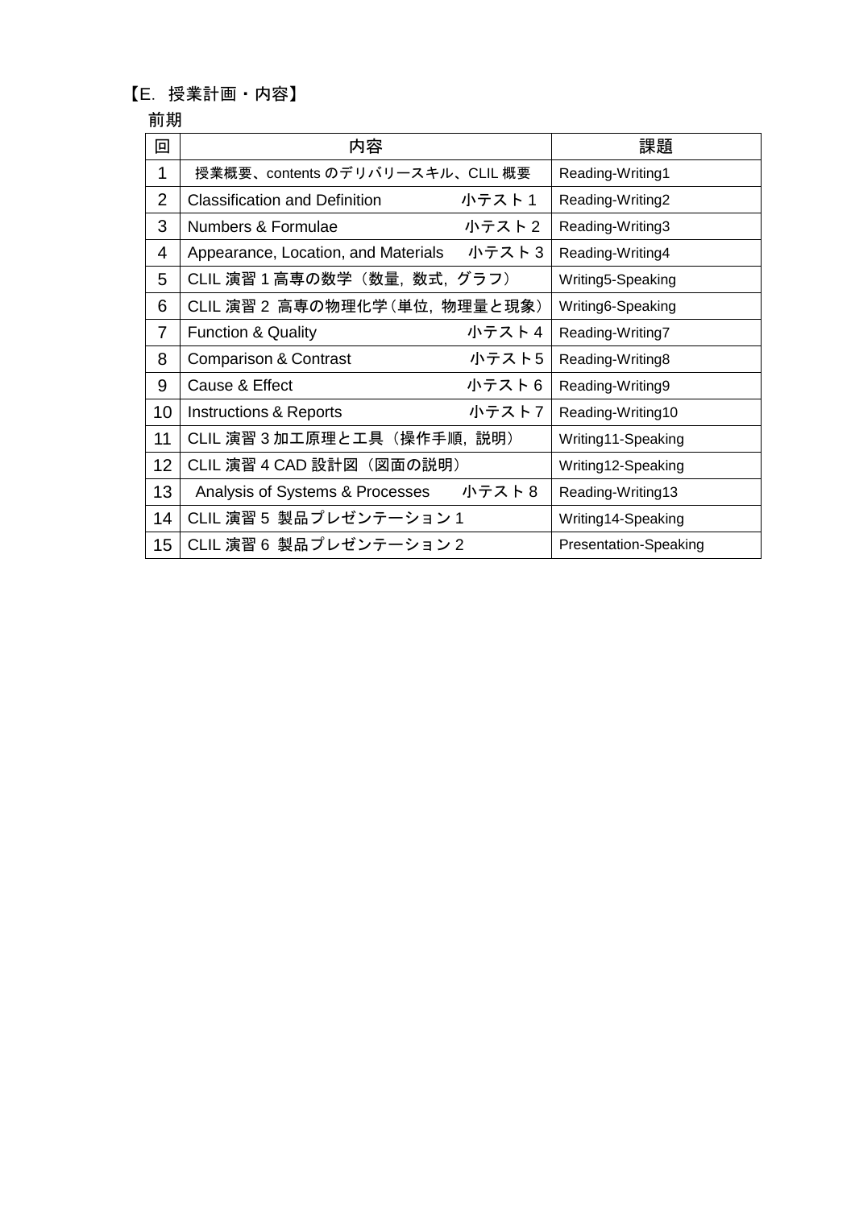【E. 授業計画・内容】

前期

| 回 | 内容 | 課題 |
|---|---|---|
| 1 | 授業概要、contents のデリバリースキル、CLIL 概要 | Reading-Writing1 |
| 2 | Classification and Definition 小テスト 1 | Reading-Writing2 |
| 3 | Numbers & Formulae 小テスト 2 | Reading-Writing3 |
| 4 | Appearance, Location, and Materials 小テスト 3 | Reading-Writing4 |
| 5 | CLIL 演習 1 高専の数学（数量, 数式, グラフ） | Writing5-Speaking |
| 6 | CLIL 演習 2 高専の物理化学（単位, 物理量と現象） | Writing6-Speaking |
| 7 | Function & Quality 小テスト 4 | Reading-Writing7 |
| 8 | Comparison & Contrast 小テスト5 | Reading-Writing8 |
| 9 | Cause & Effect 小テスト 6 | Reading-Writing9 |
| 10 | Instructions & Reports 小テスト 7 | Reading-Writing10 |
| 11 | CLIL 演習 3 加工原理と工具（操作手順, 説明） | Writing11-Speaking |
| 12 | CLIL 演習 4 CAD 設計図（図面の説明） | Writing12-Speaking |
| 13 | Analysis of Systems & Processes 小テスト 8 | Reading-Writing13 |
| 14 | CLIL 演習 5 製品プレゼンテーション 1 | Writing14-Speaking |
| 15 | CLIL 演習 6 製品プレゼンテーション 2 | Presentation-Speaking |